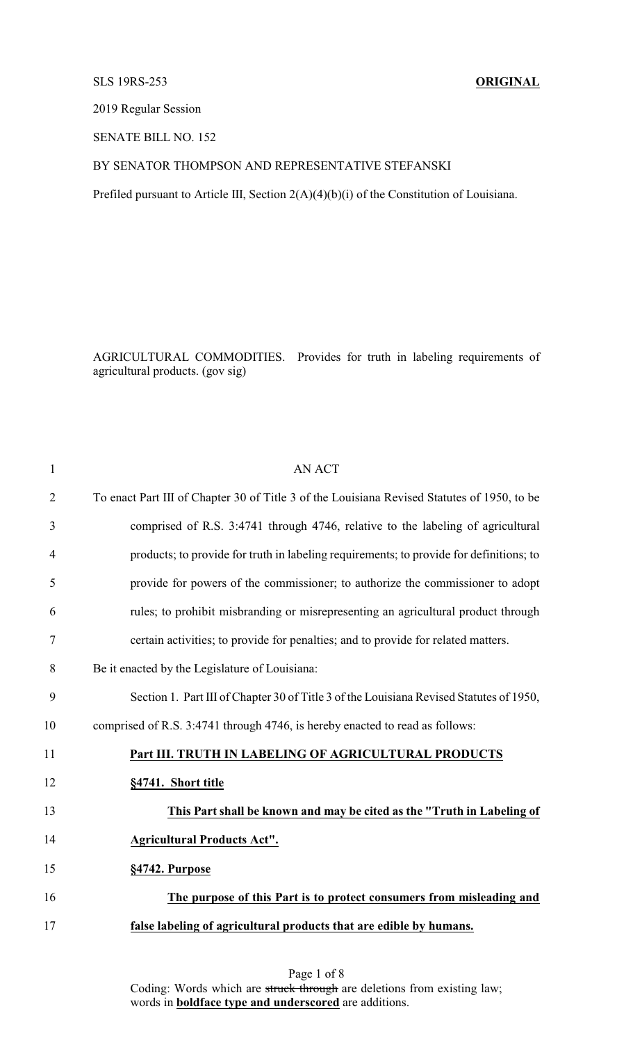SLS 19RS-253 **ORIGINAL**

2019 Regular Session

SENATE BILL NO. 152

BY SENATOR THOMPSON AND REPRESENTATIVE STEFANSKI

Prefiled pursuant to Article III, Section 2(A)(4)(b)(i) of the Constitution of Louisiana.

AGRICULTURAL COMMODITIES. Provides for truth in labeling requirements of agricultural products. (gov sig)

1 AN ACT

2 To enact Part III of Chapter 30 of Title 3 of the Louisiana Revised Statutes of 1950, to be

3 comprised of R.S. 3:4741 through 4746, relative to the labeling of agricultural

4 products; to provide for truth in labeling requirements; to provide for definitions; to

5 provide for powers of the commissioner; to authorize the commissioner to adopt

6 rules; to prohibit misbranding or misrepresenting an agricultural product through

7 certain activities; to provide for penalties; and to provide for related matters.

8 Be it enacted by the Legislature of Louisiana:

9 Section 1. Part III of Chapter 30 of Title 3 of the Louisiana Revised Statutes of 1950,

10 comprised of R.S. 3:4741 through 4746, is hereby enacted to read as follows:

11 **<u>Part III. TRUTH IN LABELING OF AGRICULTURAL PRODUCTS</u>**

12 **<u>§4741. Short title</u>**

13 **<u>This Part shall be known and may be cited as the "Truth in Labeling of</u>**

14 **<u>Agricultural Products Act".</u>**

15 **<u>§4742. Purpose</u>**

16 **<u>The purpose of this Part is to protect consumers from misleading and</u>**

17 **<u>false labeling of agricultural products that are edible by humans.</u>**

Coding: Words which are ~~struck through~~ are deletions from existing law; words in **<u>boldface type and underscored</u>** are additions.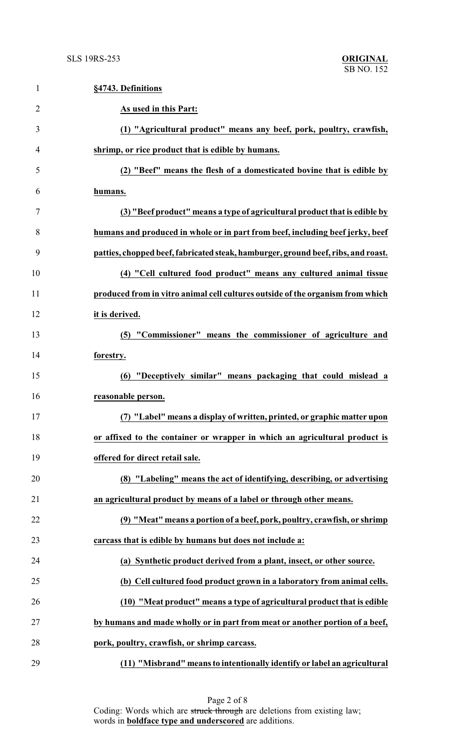**§4743. Definitions**

**As used in this Part:**

**(1) "Agricultural product" means any beef, pork, poultry, crawfish, shrimp, or rice product that is edible by humans.**

**(2) "Beef" means the flesh of a domesticated bovine that is edible by humans.**

**(3) "Beef product" means a type of agricultural product that is edible by humans and produced in whole or in part from beef, including beef jerky, beef patties, chopped beef, fabricated steak, hamburger, ground beef, ribs, and roast.**

**(4) "Cell cultured food product" means any cultured animal tissue produced from in vitro animal cell cultures outside of the organism from which it is derived.**

**(5) "Commissioner" means the commissioner of agriculture and forestry.**

**(6) "Deceptively similar" means packaging that could mislead a reasonable person.**

**(7) "Label" means a display of written, printed, or graphic matter upon or affixed to the container or wrapper in which an agricultural product is offered for direct retail sale.**

**(8) "Labeling" means the act of identifying, describing, or advertising an agricultural product by means of a label or through other means.**

**(9) "Meat" means a portion of a beef, pork, poultry, crawfish, or shrimp carcass that is edible by humans but does not include a:**

**(a) Synthetic product derived from a plant, insect, or other source.**

**(b) Cell cultured food product grown in a laboratory from animal cells.**

**(10) "Meat product" means a type of agricultural product that is edible by humans and made wholly or in part from meat or another portion of a beef, pork, poultry, crawfish, or shrimp carcass.**

**(11) "Misbrand" means to intentionally identify or label an agricultural**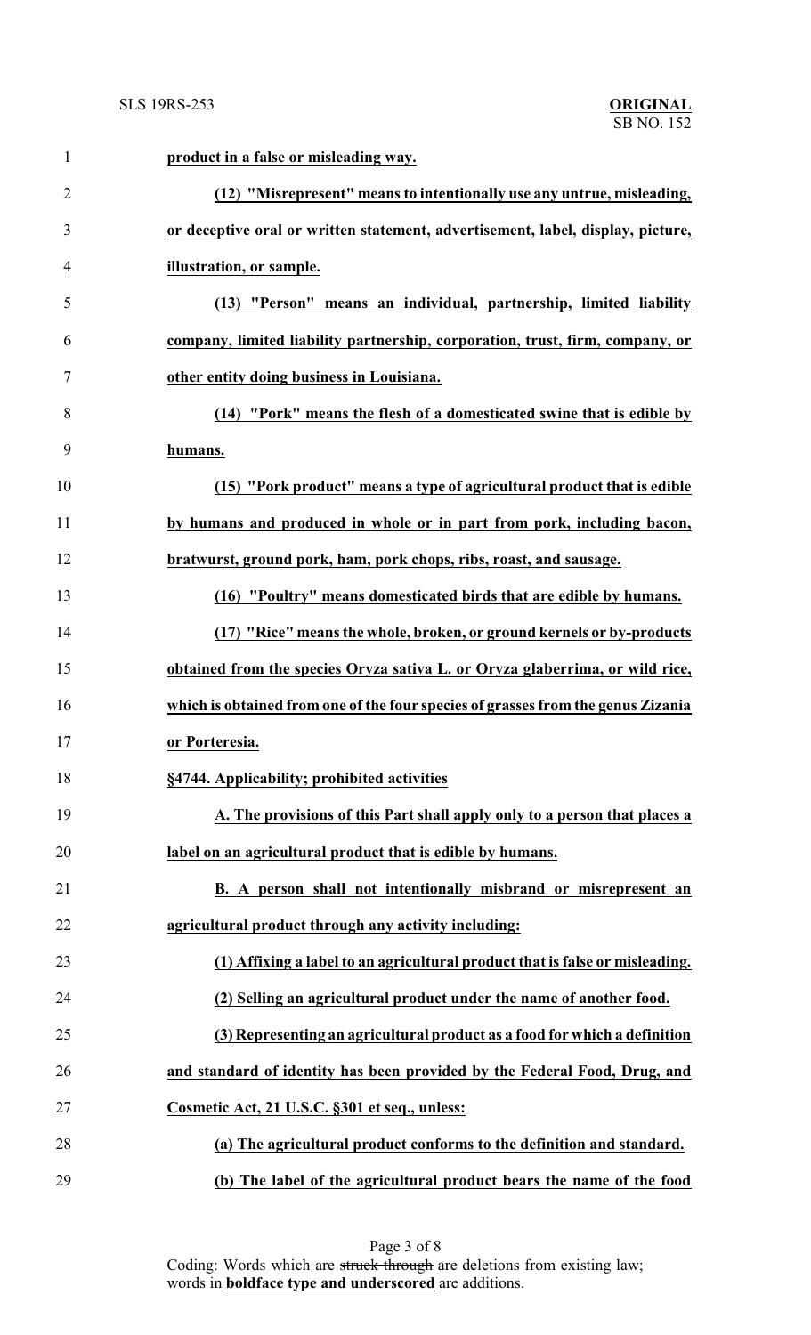**product in a false or misleading way.**

**(12) "Misrepresent" means to intentionally use any untrue, misleading, or deceptive oral or written statement, advertisement, label, display, picture, illustration, or sample.**

**(13) "Person" means an individual, partnership, limited liability company, limited liability partnership, corporation, trust, firm, company, or other entity doing business in Louisiana.**

**(14) "Pork" means the flesh of a domesticated swine that is edible by humans.**

**(15) "Pork product" means a type of agricultural product that is edible by humans and produced in whole or in part from pork, including bacon, bratwurst, ground pork, ham, pork chops, ribs, roast, and sausage.**

**(16) "Poultry" means domesticated birds that are edible by humans.**

**(17) "Rice" means the whole, broken, or ground kernels or by-products obtained from the species Oryza sativa L. or Oryza glaberrima, or wild rice, which is obtained from one of the four species of grasses from the genus Zizania or Porteresia.**

**§4744. Applicability; prohibited activities**

**A. The provisions of this Part shall apply only to a person that places a label on an agricultural product that is edible by humans.**

**B. A person shall not intentionally misbrand or misrepresent an agricultural product through any activity including:**

**(1) Affixing a label to an agricultural product that is false or misleading.**

**(2) Selling an agricultural product under the name of another food.**

**(3) Representing an agricultural product as a food for which a definition and standard of identity has been provided by the Federal Food, Drug, and Cosmetic Act, 21 U.S.C. §301 et seq., unless:**

**(a) The agricultural product conforms to the definition and standard.**

**(b) The label of the agricultural product bears the name of the food**

Coding: Words which are ~~struck through~~ are deletions from existing law; words in **boldface type and underscored** are additions.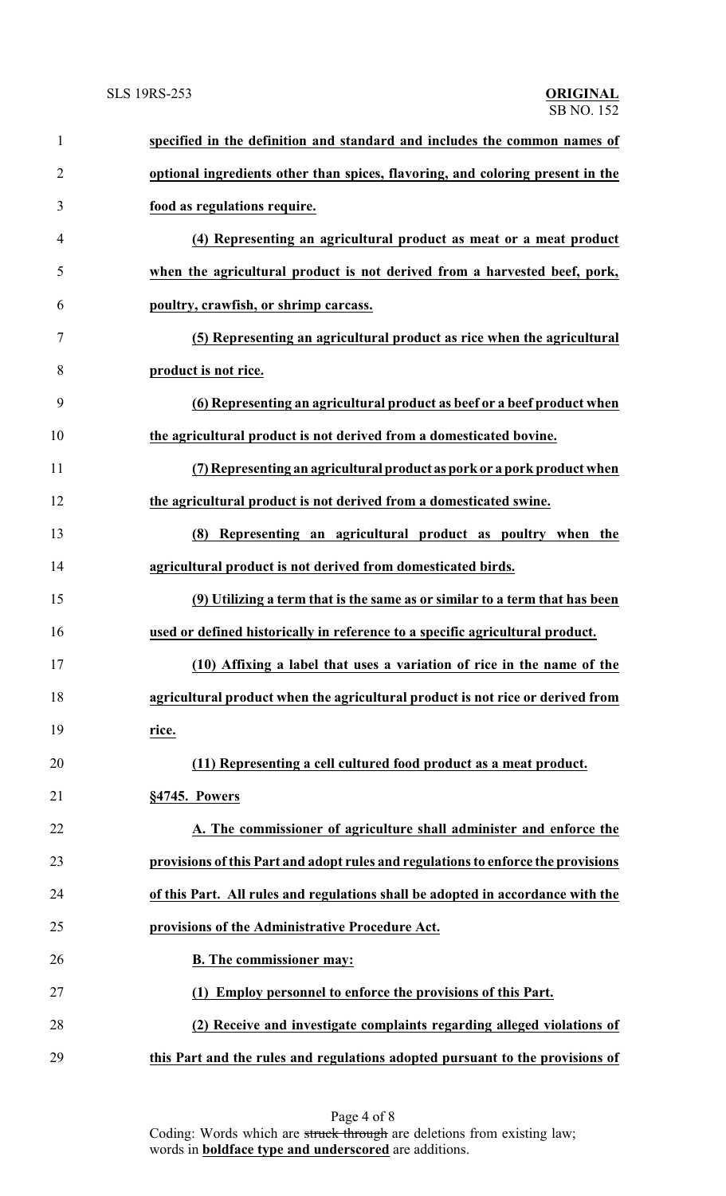**specified in the definition and standard and includes the common names of optional ingredients other than spices, flavoring, and coloring present in the food as regulations require.**

**(4) Representing an agricultural product as meat or a meat product when the agricultural product is not derived from a harvested beef, pork, poultry, crawfish, or shrimp carcass.**

**(5) Representing an agricultural product as rice when the agricultural product is not rice.**

**(6) Representing an agricultural product as beef or a beef product when the agricultural product is not derived from a domesticated bovine.**

**(7) Representing an agricultural product as pork or a pork product when the agricultural product is not derived from a domesticated swine.**

**(8) Representing an agricultural product as poultry when the agricultural product is not derived from domesticated birds.**

**(9) Utilizing a term that is the same as or similar to a term that has been used or defined historically in reference to a specific agricultural product.**

**(10) Affixing a label that uses a variation of rice in the name of the agricultural product when the agricultural product is not rice or derived from rice.**

**(11) Representing a cell cultured food product as a meat product.**

**§4745. Powers**

**A. The commissioner of agriculture shall administer and enforce the provisions of this Part and adopt rules and regulations to enforce the provisions of this Part. All rules and regulations shall be adopted in accordance with the provisions of the Administrative Procedure Act.**

**B. The commissioner may:**

**(1) Employ personnel to enforce the provisions of this Part.**

**(2) Receive and investigate complaints regarding alleged violations of this Part and the rules and regulations adopted pursuant to the provisions of**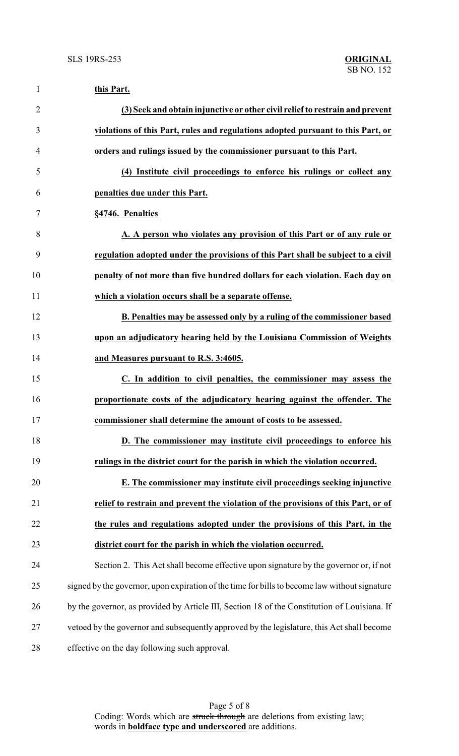**this Part.**

**(3) Seek and obtain injunctive or other civil relief to restrain and prevent violations of this Part, rules and regulations adopted pursuant to this Part, or orders and rulings issued by the commissioner pursuant to this Part.**

**(4) Institute civil proceedings to enforce his rulings or collect any penalties due under this Part.**

**§4746. Penalties**

**A. A person who violates any provision of this Part or of any rule or regulation adopted under the provisions of this Part shall be subject to a civil penalty of not more than five hundred dollars for each violation. Each day on which a violation occurs shall be a separate offense.**

**B. Penalties may be assessed only by a ruling of the commissioner based upon an adjudicatory hearing held by the Louisiana Commission of Weights and Measures pursuant to R.S. 3:4605.**

**C. In addition to civil penalties, the commissioner may assess the proportionate costs of the adjudicatory hearing against the offender. The commissioner shall determine the amount of costs to be assessed.**

**D. The commissioner may institute civil proceedings to enforce his rulings in the district court for the parish in which the violation occurred.**

**E. The commissioner may institute civil proceedings seeking injunctive relief to restrain and prevent the violation of the provisions of this Part, or of the rules and regulations adopted under the provisions of this Part, in the district court for the parish in which the violation occurred.**

Section 2. This Act shall become effective upon signature by the governor or, if not signed by the governor, upon expiration of the time for bills to become law without signature by the governor, as provided by Article III, Section 18 of the Constitution of Louisiana. If vetoed by the governor and subsequently approved by the legislature, this Act shall become effective on the day following such approval.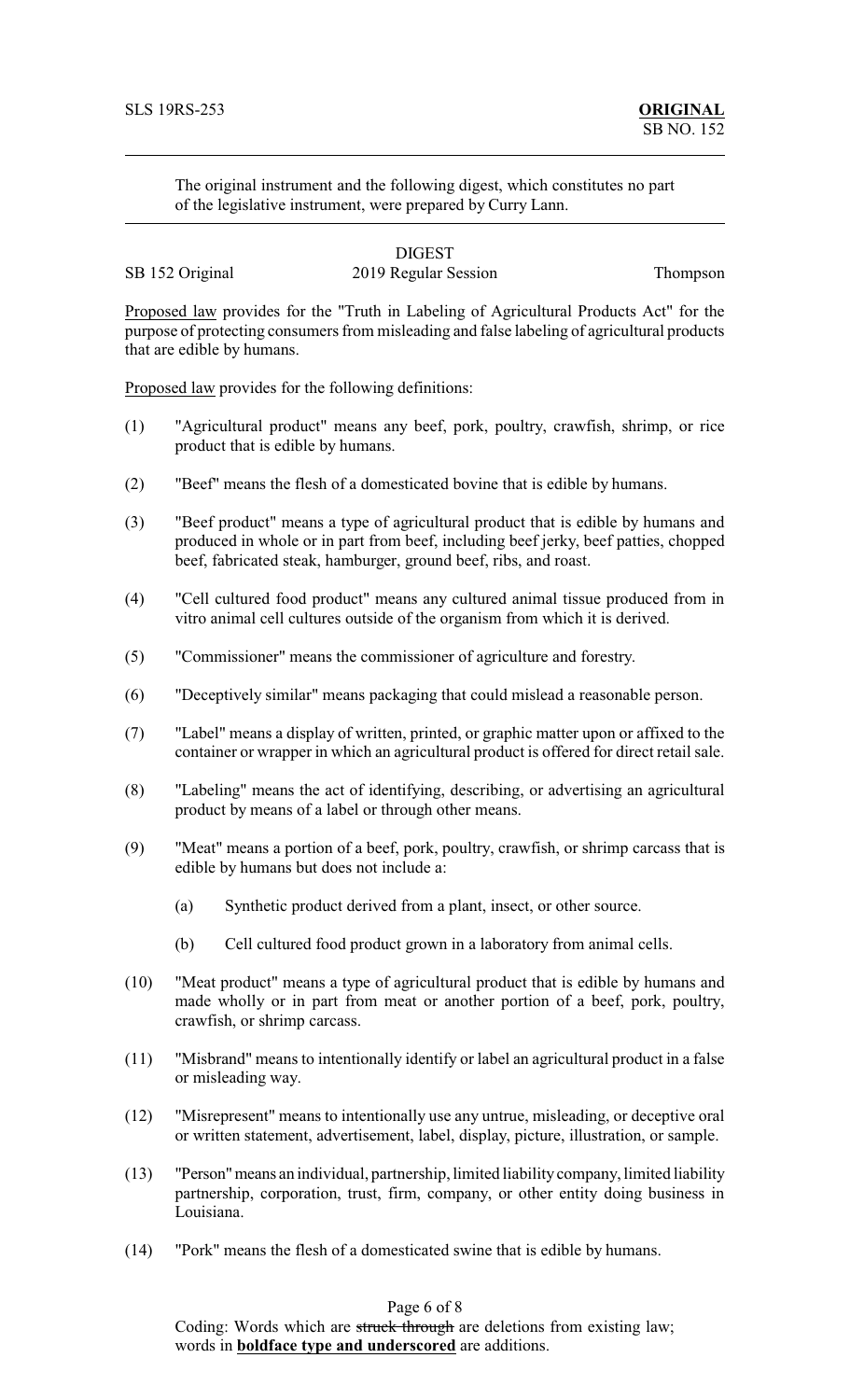The original instrument and the following digest, which constitutes no part of the legislative instrument, were prepared by Curry Lann.

## DIGEST

SB 152 Original — 2019 Regular Session — Thompson

Proposed law provides for the "Truth in Labeling of Agricultural Products Act" for the purpose of protecting consumers from misleading and false labeling of agricultural products that are edible by humans.

Proposed law provides for the following definitions:

(1) "Agricultural product" means any beef, pork, poultry, crawfish, shrimp, or rice product that is edible by humans.

(2) "Beef" means the flesh of a domesticated bovine that is edible by humans.

(3) "Beef product" means a type of agricultural product that is edible by humans and produced in whole or in part from beef, including beef jerky, beef patties, chopped beef, fabricated steak, hamburger, ground beef, ribs, and roast.

(4) "Cell cultured food product" means any cultured animal tissue produced from in vitro animal cell cultures outside of the organism from which it is derived.

(5) "Commissioner" means the commissioner of agriculture and forestry.

(6) "Deceptively similar" means packaging that could mislead a reasonable person.

(7) "Label" means a display of written, printed, or graphic matter upon or affixed to the container or wrapper in which an agricultural product is offered for direct retail sale.

(8) "Labeling" means the act of identifying, describing, or advertising an agricultural product by means of a label or through other means.

(9) "Meat" means a portion of a beef, pork, poultry, crawfish, or shrimp carcass that is edible by humans but does not include a:

   (a) Synthetic product derived from a plant, insect, or other source.

   (b) Cell cultured food product grown in a laboratory from animal cells.

(10) "Meat product" means a type of agricultural product that is edible by humans and made wholly or in part from meat or another portion of a beef, pork, poultry, crawfish, or shrimp carcass.

(11) "Misbrand" means to intentionally identify or label an agricultural product in a false or misleading way.

(12) "Misrepresent" means to intentionally use any untrue, misleading, or deceptive oral or written statement, advertisement, label, display, picture, illustration, or sample.

(13) "Person" means an individual, partnership, limited liability company, limited liability partnership, corporation, trust, firm, company, or other entity doing business in Louisiana.

(14) "Pork" means the flesh of a domesticated swine that is edible by humans.

Coding: Words which are ~~struck through~~ are deletions from existing law; words in **<u>boldface type and underscored</u>** are additions.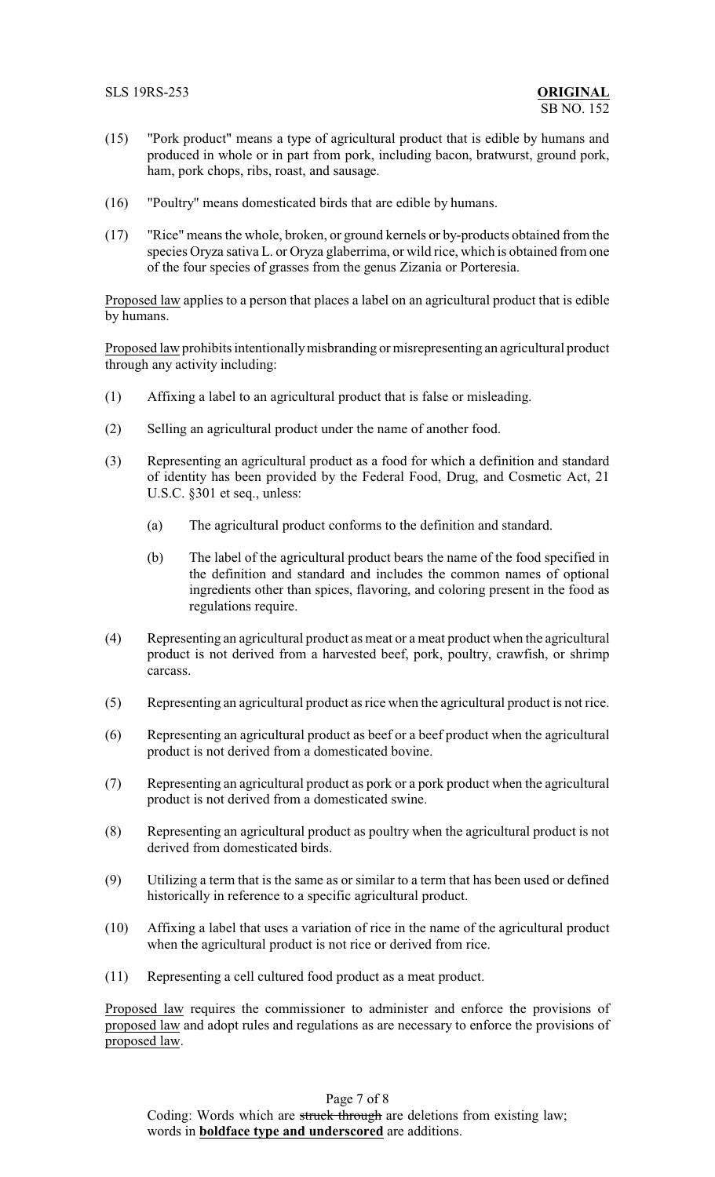(15) "Pork product" means a type of agricultural product that is edible by humans and produced in whole or in part from pork, including bacon, bratwurst, ground pork, ham, pork chops, ribs, roast, and sausage.

(16) "Poultry" means domesticated birds that are edible by humans.

(17) "Rice" means the whole, broken, or ground kernels or by-products obtained from the species Oryza sativa L. or Oryza glaberrima, or wild rice, which is obtained from one of the four species of grasses from the genus Zizania or Porteresia.

Proposed law applies to a person that places a label on an agricultural product that is edible by humans.

Proposed law prohibits intentionally misbranding or misrepresenting an agricultural product through any activity including:

(1) Affixing a label to an agricultural product that is false or misleading.

(2) Selling an agricultural product under the name of another food.

(3) Representing an agricultural product as a food for which a definition and standard of identity has been provided by the Federal Food, Drug, and Cosmetic Act, 21 U.S.C. §301 et seq., unless:

    (a) The agricultural product conforms to the definition and standard.

    (b) The label of the agricultural product bears the name of the food specified in the definition and standard and includes the common names of optional ingredients other than spices, flavoring, and coloring present in the food as regulations require.

(4) Representing an agricultural product as meat or a meat product when the agricultural product is not derived from a harvested beef, pork, poultry, crawfish, or shrimp carcass.

(5) Representing an agricultural product as rice when the agricultural product is not rice.

(6) Representing an agricultural product as beef or a beef product when the agricultural product is not derived from a domesticated bovine.

(7) Representing an agricultural product as pork or a pork product when the agricultural product is not derived from a domesticated swine.

(8) Representing an agricultural product as poultry when the agricultural product is not derived from domesticated birds.

(9) Utilizing a term that is the same as or similar to a term that has been used or defined historically in reference to a specific agricultural product.

(10) Affixing a label that uses a variation of rice in the name of the agricultural product when the agricultural product is not rice or derived from rice.

(11) Representing a cell cultured food product as a meat product.

Proposed law requires the commissioner to administer and enforce the provisions of proposed law and adopt rules and regulations as are necessary to enforce the provisions of proposed law.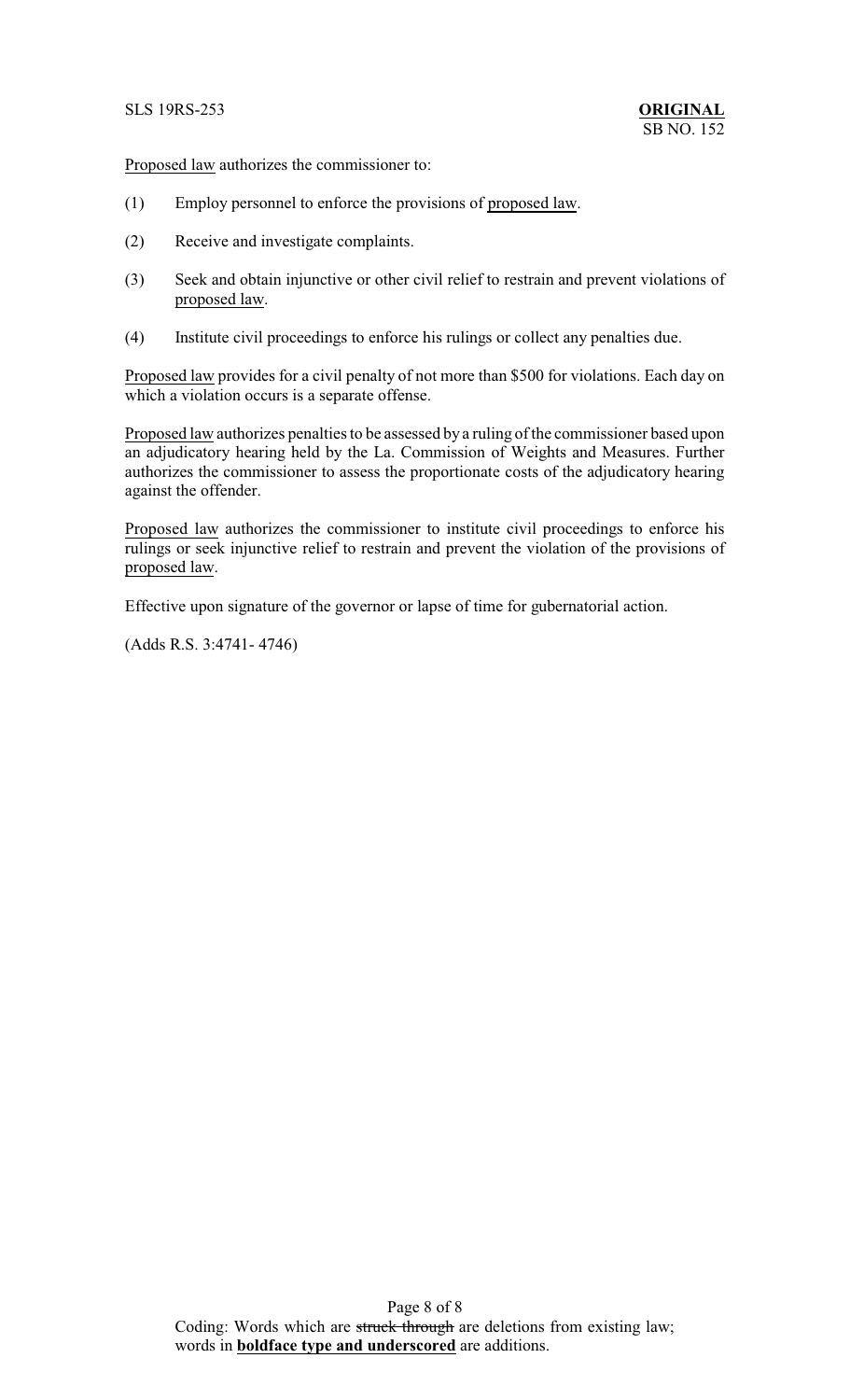Proposed law authorizes the commissioner to:

(1) Employ personnel to enforce the provisions of proposed law.

(2) Receive and investigate complaints.

(3) Seek and obtain injunctive or other civil relief to restrain and prevent violations of proposed law.

(4) Institute civil proceedings to enforce his rulings or collect any penalties due.

Proposed law provides for a civil penalty of not more than $500 for violations. Each day on which a violation occurs is a separate offense.

Proposed law authorizes penalties to be assessed by a ruling of the commissioner based upon an adjudicatory hearing held by the La. Commission of Weights and Measures. Further authorizes the commissioner to assess the proportionate costs of the adjudicatory hearing against the offender.

Proposed law authorizes the commissioner to institute civil proceedings to enforce his rulings or seek injunctive relief to restrain and prevent the violation of the provisions of proposed law.

Effective upon signature of the governor or lapse of time for gubernatorial action.

(Adds R.S. 3:4741- 4746)

Coding: Words which are ~~struck through~~ are deletions from existing law; words in **boldface type and underscored** are additions.